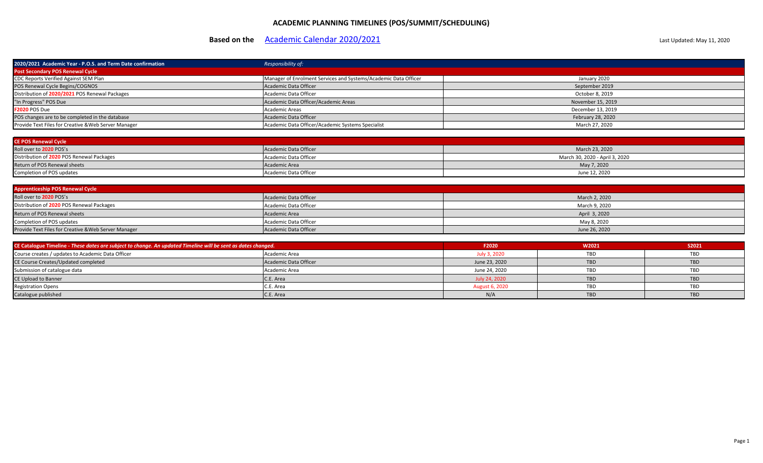# ACADEMIC PLANNING TIMELINES (POS/SUMMIT/SCHEDULING)

**Based on the** [Academic Calendar 2020/2021]

Last Updated: May 11, 2020

| 2020/2021 Academic Year - P.O.S. and Term Date confirmation | *Responsibility of:* | |
|---|---|---|
| **Post Secondary POS Renewal Cycle** | | |
| CDC Reports Verified Against SEM Plan | Manager of Enrolment Services and Systems/Academic Data Officer | January 2020 |
| POS Renewal Cycle Begins/COGNOS | Academic Data Officer | September 2019 |
| Distribution of **2020/2021** POS Renewal Packages | Academic Data Officer | October 8, 2019 |
| "In Progress" POS Due | Academic Data Officer/Academic Areas | November 15, 2019 |
| **F2020** POS Due | Academic Areas | December 13, 2019 |
| POS changes are to be completed in the database | Academic Data Officer | February 28, 2020 |
| Provide Text Files for Creative &Web Server Manager | Academic Data Officer/Academic Systems Specialist | March 27, 2020 |

| CE POS Renewal Cycle | | |
|---|---|---|
| Roll over to **2020** POS's | Academic Data Officer | March 23, 2020 |
| Distribution of **2020** POS Renewal Packages | Academic Data Officer | March 30, 2020 - April 3, 2020 |
| Return of POS Renewal sheets | Academic Area | May 7, 2020 |
| Completion of POS updates | Academic Data Officer | June 12, 2020 |

| Apprenticeship POS Renewal Cycle | | |
|---|---|---|
| Roll over to **2020** POS's | Academic Data Officer | March 2, 2020 |
| Distribution of **2020** POS Renewal Packages | Academic Data Officer | March 9, 2020 |
| Return of POS Renewal sheets | Academic Area | April 3, 2020 |
| Completion of POS updates | Academic Data Officer | May 8, 2020 |
| Provide Text Files for Creative &Web Server Manager | Academic Data Officer | June 26, 2020 |

| CE Catalogue Timeline - *These dates are subject to change. An updated Timeline will be sent as dates changed.* | | F2020 | W2021 | S2021 |
|---|---|---|---|---|
| Course creates / updates to Academic Data Officer | Academic Area | July 3, 2020 | TBD | TBD |
| CE Course Creates/Updated completed | Academic Data Officer | June 23, 2020 | TBD | TBD |
| Submission of catalogue data | Academic Area | June 24, 2020 | TBD | TBD |
| CE Upload to Banner | C.E. Area | July 24, 2020 | TBD | TBD |
| Registration Opens | C.E. Area | August 6, 2020 | TBD | TBD |
| Catalogue published | C.E. Area | N/A | TBD | TBD |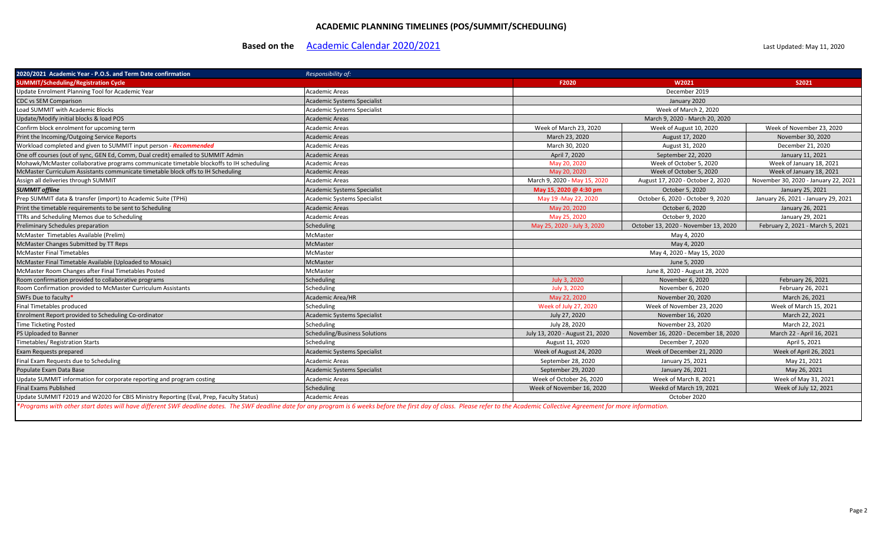# ACADEMIC PLANNING TIMELINES (POS/SUMMIT/SCHEDULING)

**Based on the** Academic Calendar 2020/2021

Last Updated: May 11, 2020

| 2020/2021 Academic Year - P.O.S. and Term Date confirmation | *Responsibility of:* | | | |
|---|---|---|---|---|
| **SUMMIT/Scheduling/Registration Cycle** | | **F2020** | **W2021** | **S2021** |
| Update Enrolment Planning Tool for Academic Year | Academic Areas | December 2019 | | |
| CDC vs SEM Comparison | Academic Systems Specialist | January 2020 | | |
| Load SUMMIT with Academic Blocks | Academic Systems Specialist | Week of March 2, 2020 | | |
| Update/Modify initial blocks & load POS | Academic Areas | March 9, 2020 - March 20, 2020 | | |
| Confirm block enrolment for upcoming term | Academic Areas | Week of March 23, 2020 | Week of August 10, 2020 | Week of November 23, 2020 |
| Print the Incoming/Outgoing Service Reports | Academic Areas | March 23, 2020 | August 17, 2020 | November 30, 2020 |
| Workload completed and given to SUMMIT input person - ***Recommended*** | Academic Areas | March 30, 2020 | August 31, 2020 | December 21, 2020 |
| One off courses (out of sync, GEN Ed, Comm, Dual credit) emailed to SUMMIT Admin | Academic Areas | April 7, 2020 | September 22, 2020 | January 11, 2021 |
| Mohawk/McMaster collaborative programs communicate timetable blockoffs to IH scheduling | Academic Areas | May 20, 2020 | Week of October 5, 2020 | Week of January 18, 2021 |
| McMaster Curriculum Assistants communicate timetable block offs to IH Scheduling | Academic Areas | May 20, 2020 | Week of October 5, 2020 | Week of January 18, 2021 |
| Assign all deliveries through SUMMIT | Academic Areas | March 9, 2020 - May 15, 2020 | August 17, 2020 - October 2, 2020 | November 30, 2020 - January 22, 2021 |
| ***SUMMIT offline*** | Academic Systems Specialist | **May 15, 2020 @ 4:30 pm** | October 5, 2020 | January 25, 2021 |
| Prep SUMMIT data & transfer (import) to Academic Suite (TPHi) | Academic Systems Specialist | May 19 -May 22, 2020 | October 6, 2020 - October 9, 2020 | January 26, 2021 - January 29, 2021 |
| Print the timetable requirements to be sent to Scheduling | Academic Areas | May 20, 2020 | October 6, 2020 | January 26, 2021 |
| TTRs and Scheduling Memos due to Scheduling | Academic Areas | May 25, 2020 | October 9, 2020 | January 29, 2021 |
| Preliminary Schedules preparation | Scheduling | May 25, 2020 - July 3, 2020 | October 13, 2020 - November 13, 2020 | February 2, 2021 - March 5, 2021 |
| McMaster Timetables Available (Prelim) | McMaster | May 4, 2020 | | |
| McMaster Changes Submitted by TT Reps | McMaster | May 4, 2020 | | |
| McMaster Final Timetables | McMaster | May 4, 2020 - May 15, 2020 | | |
| McMaster Final Timetable Available (Uploaded to Mosaic) | McMaster | June 5, 2020 | | |
| McMaster Room Changes after Final Timetables Posted | McMaster | June 8, 2020 - August 28, 2020 | | |
| Room confirmation provided to collaborative programs | Scheduling | July 3, 2020 | November 6, 2020 | February 26, 2021 |
| Room Confirmation provided to McMaster Curriculum Assistants | Scheduling | July 3, 2020 | November 6, 2020 | February 26, 2021 |
| SWFs Due to faculty* | Academic Area/HR | May 22, 2020 | November 20, 2020 | March 26, 2021 |
| Final Timetables produced | Scheduling | Week of July 27, 2020 | Week of November 23, 2020 | Week of March 15, 2021 |
| Enrolment Report provided to Scheduling Co-ordinator | Academic Systems Specialist | July 27, 2020 | November 16, 2020 | March 22, 2021 |
| Time Ticketing Posted | Scheduling | July 28, 2020 | November 23, 2020 | March 22, 2021 |
| PS Uploaded to Banner | Scheduling/Business Solutions | July 13, 2020 - August 21, 2020 | November 16, 2020 - December 18, 2020 | March 22 - April 16, 2021 |
| Timetables/ Registration Starts | Scheduling | August 11, 2020 | December 7, 2020 | April 5, 2021 |
| Exam Requests prepared | Academic Systems Specialist | Week of August 24, 2020 | Week of December 21, 2020 | Week of April 26, 2021 |
| Final Exam Requests due to Scheduling | Academic Areas | September 28, 2020 | January 25, 2021 | May 21, 2021 |
| Populate Exam Data Base | Academic Systems Specialist | September 29, 2020 | January 26, 2021 | May 26, 2021 |
| Update SUMMIT information for corporate reporting and program costing | Academic Areas | Week of October 26, 2020 | Week of March 8, 2021 | Week of May 31, 2021 |
| Final Exams Published | Scheduling | Week of November 16, 2020 | Weekd of March 19, 2021 | Week of July 12, 2021 |
| Update SUMMIT F2019 and W2020 for CBIS Ministry Reporting (Eval, Prep, Faculty Status) | Academic Areas | October 2020 | | |

**Programs with other start dates will have different SWF deadline dates. The SWF deadline date for any program is 6 weeks before the first day of class. Please refer to the Academic Collective Agreement for more information.*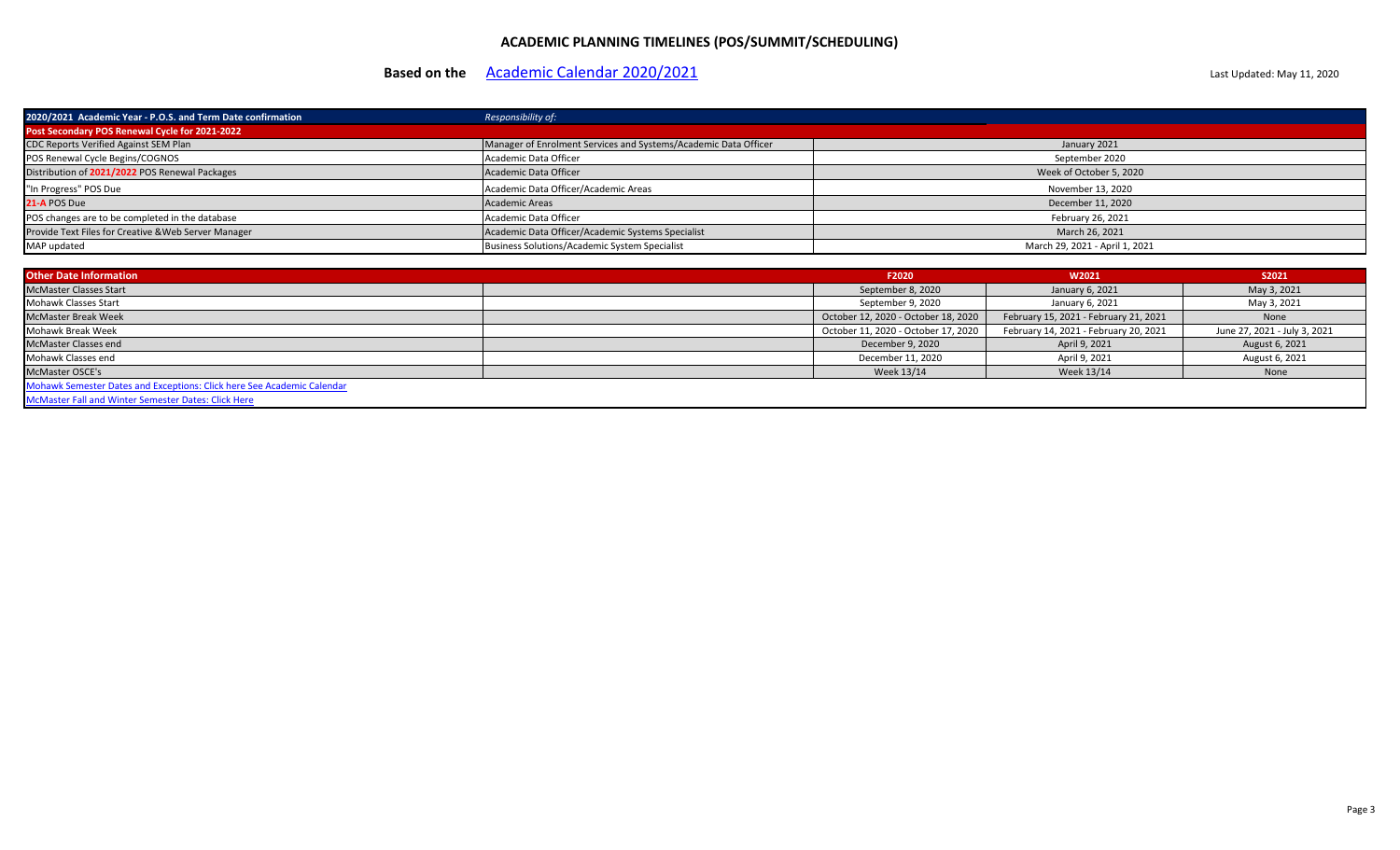# ACADEMIC PLANNING TIMELINES (POS/SUMMIT/SCHEDULING)

**Based on the** Academic Calendar 2020/2021

Last Updated: May 11, 2020

| 2020/2021 Academic Year - P.O.S. and Term Date confirmation | *Responsibility of:* | |
|---|---|---|
| **Post Secondary POS Renewal Cycle for 2021-2022** | | |
| CDC Reports Verified Against SEM Plan | Manager of Enrolment Services and Systems/Academic Data Officer | January 2021 |
| POS Renewal Cycle Begins/COGNOS | Academic Data Officer | September 2020 |
| Distribution of 2021/2022 POS Renewal Packages | Academic Data Officer | Week of October 5, 2020 |
| "In Progress" POS Due | Academic Data Officer/Academic Areas | November 13, 2020 |
| 21-A POS Due | Academic Areas | December 11, 2020 |
| POS changes are to be completed in the database | Academic Data Officer | February 26, 2021 |
| Provide Text Files for Creative &Web Server Manager | Academic Data Officer/Academic Systems Specialist | March 26, 2021 |
| MAP updated | Business Solutions/Academic System Specialist | March 29, 2021 - April 1, 2021 |

| Other Date Information | | F2020 | W2021 | S2021 |
|---|---|---|---|---|
| McMaster Classes Start | | September 8, 2020 | January 6, 2021 | May 3, 2021 |
| Mohawk Classes Start | | September 9, 2020 | January 6, 2021 | May 3, 2021 |
| McMaster Break Week | | October 12, 2020 - October 18, 2020 | February 15, 2021 - February 21, 2021 | None |
| Mohawk Break Week | | October 11, 2020 - October 17, 2020 | February 14, 2021 - February 20, 2021 | June 27, 2021 - July 3, 2021 |
| McMaster Classes end | | December 9, 2020 | April 9, 2021 | August 6, 2021 |
| Mohawk Classes end | | December 11, 2020 | April 9, 2021 | August 6, 2021 |
| McMaster OSCE's | | Week 13/14 | Week 13/14 | None |
| Mohawk Semester Dates and Exceptions: Click here See Academic Calendar | | | | |
| McMaster Fall and Winter Semester Dates: Click Here | | | | |